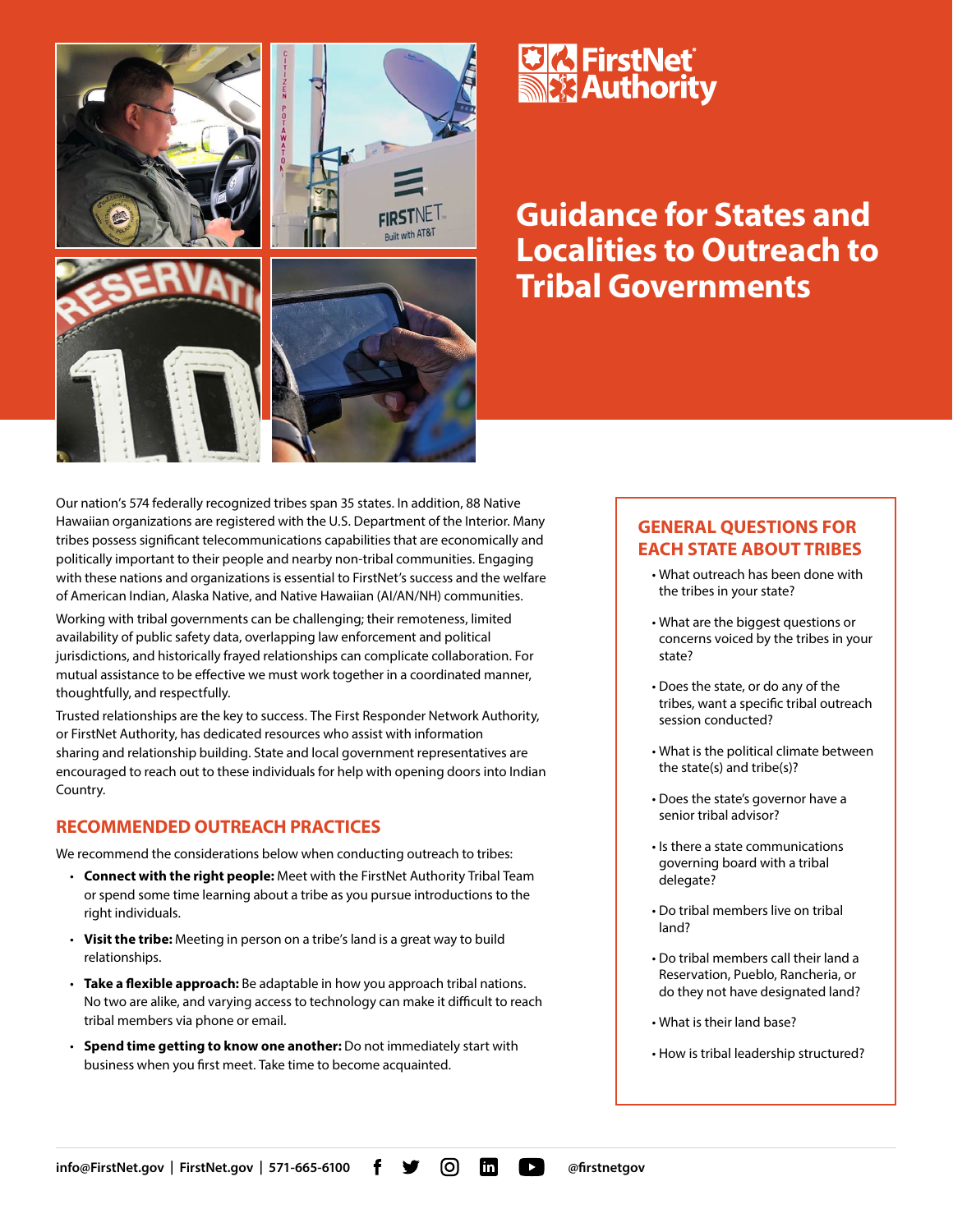# Guidance for States and Localities to Outreach to Tribal Governments

Our nation's 574 federally recognized tribes span 35 states. In addition, 88 Native Hawaiian organizations are registered with the U.S. Department of the Interior. Many tribes possess significant telecommunications capabilities that are economically and politically important to their people and nearby non-tribal communities. Engaging with these nations and organizations is essential to FirstNet's success and the welfare of American Indian, Alaska Native, and Native Hawaiian (AI/AN/NH) communities.

Working with tribal governments can be challenging; their remoteness, limited availability of public safety data, overlapping law enforcement and political jurisdictions, and historically frayed relationships can complicate collaboration. For mutual assistance to be effective we must work together in a coordinated manner, thoughtfully, and respectfully.

Trusted relationships are the key to success. The First Responder Network Authority, or FirstNet Authority, has dedicated resources who assist with information sharing and relationship building. State and local government representatives are encouraged to reach out to these individuals for help with opening doors into Indian Country.

## RECOMMENDED OUTREACH PRACTICES

We recommend the considerations below when conducting outreach to tribes:

- **Connect with the right people:** Meet with the FirstNet Authority Tribal Team or spend some time learning about a tribe as you pursue introductions to the right individuals.
- **Visit the tribe:** Meeting in person on a tribe's land is a great way to build relationships.
- **Take a flexible approach:** Be adaptable in how you approach tribal nations. No two are alike, and varying access to technology can make it difficult to reach tribal members via phone or email.
- **Spend time getting to know one another:** Do not immediately start with business when you first meet. Take time to become acquainted.

## GENERAL QUESTIONS FOR EACH STATE ABOUT TRIBES

- What outreach has been done with the tribes in your state?
- What are the biggest questions or concerns voiced by the tribes in your state?
- Does the state, or do any of the tribes, want a specific tribal outreach session conducted?
- What is the political climate between the state(s) and tribe(s)?
- Does the state's governor have a senior tribal advisor?
- Is there a state communications governing board with a tribal delegate?
- Do tribal members live on tribal land?
- Do tribal members call their land a Reservation, Pueblo, Rancheria, or do they not have designated land?
- What is their land base?
- How is tribal leadership structured?

info@FirstNet.gov | FirstNet.gov | 571-665-6100 @firstnetgov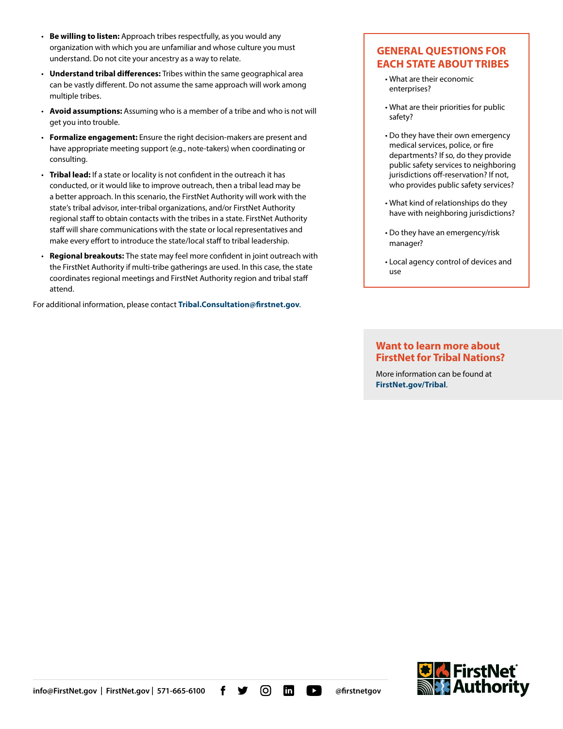- **Be willing to listen:** Approach tribes respectfully, as you would any organization with which you are unfamiliar and whose culture you must understand. Do not cite your ancestry as a way to relate.
- **Understand tribal differences:** Tribes within the same geographical area can be vastly different. Do not assume the same approach will work among multiple tribes.
- **Avoid assumptions:** Assuming who is a member of a tribe and who is not will get you into trouble.
- **Formalize engagement:** Ensure the right decision-makers are present and have appropriate meeting support (e.g., note-takers) when coordinating or consulting.
- **Tribal lead:** If a state or locality is not confident in the outreach it has conducted, or it would like to improve outreach, then a tribal lead may be a better approach. In this scenario, the FirstNet Authority will work with the state's tribal advisor, inter-tribal organizations, and/or FirstNet Authority regional staff to obtain contacts with the tribes in a state. FirstNet Authority staff will share communications with the state or local representatives and make every effort to introduce the state/local staff to tribal leadership.
- **Regional breakouts:** The state may feel more confident in joint outreach with the FirstNet Authority if multi-tribe gatherings are used. In this case, the state coordinates regional meetings and FirstNet Authority region and tribal staff attend.

For additional information, please contact **Tribal.Consultation@firstnet.gov**.

## GENERAL QUESTIONS FOR EACH STATE ABOUT TRIBES

- What are their economic enterprises?
- What are their priorities for public safety?
- Do they have their own emergency medical services, police, or fire departments? If so, do they provide public safety services to neighboring jurisdictions off-reservation? If not, who provides public safety services?
- What kind of relationships do they have with neighboring jurisdictions?
- Do they have an emergency/risk manager?
- Local agency control of devices and use

## Want to learn more about FirstNet for Tribal Nations?

More information can be found at **FirstNet.gov/Tribal**.

**info@FirstNet.gov | FirstNet.gov | 571-665-6100** @firstnetgov

FirstNet Authority